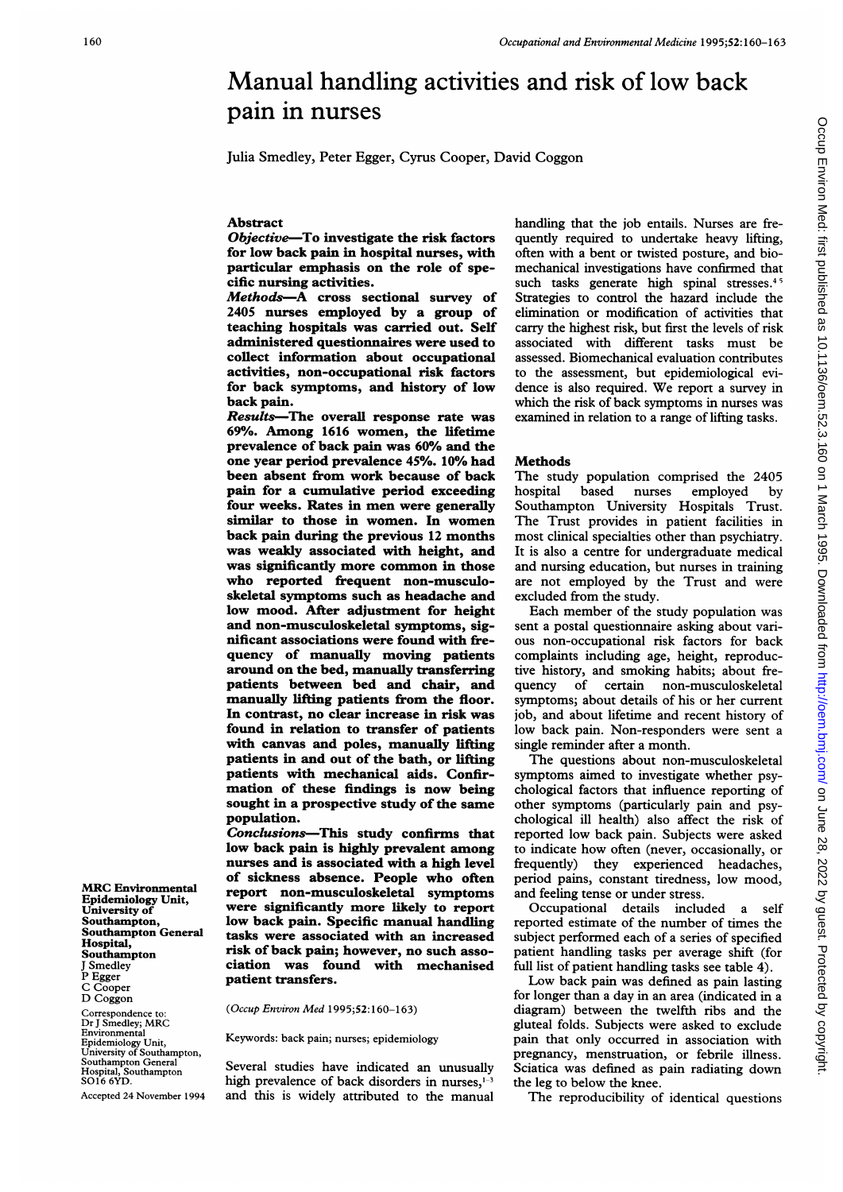# Manual handling activities and risk of low back pain in nurses

Julia Smedley, Peter Egger, Cyrus Cooper, David Coggon

## Abstract

**Objective—To investigate the risk factors for low back pain in hospital nurses, with particular emphasis on the role of specific nursing activities.**

**Methods—A cross sectional survey of 2405 nurses employed by a group of teaching hospitals was carried out. Self administered questionnaires were used to collect information about occupational activities, non-occupational risk factors for back symptoms, and history of low back pain.**

**Results—The overall response rate was 69%. Among 1616 women, the lifetime prevalence of back pain was 60% and the one year period prevalence 45%. 10% had been absent from work because of back pain for a cumulative period exceeding four weeks. Rates in men were generally similar to those in women. In women back pain during the previous 12 months was weakly associated with height, and was significantly more common in those who reported frequent non-musculoskeletal symptoms such as headache and low mood. After adjustment for height and non-musculoskeletal symptoms, significant associations were found with frequency of manually moving patients around on the bed, manually transferring patients between bed and chair, and manually lifting patients from the floor. In contrast, no clear increase in risk was found in relation to transfer of patients with canvas and poles, manually lifting patients in and out of the bath, or lifting patients with mechanical aids. Confirmation of these findings is now being sought in a prospective study of the same population.**

**Conclusions—This study confirms that low back pain is highly prevalent among nurses and is associated with a high level of sickness absence. People who often report non-musculoskeletal symptoms were significantly more likely to report low back pain. Specific manual handling tasks were associated with an increased risk of back pain; however, no such association was found with mechanised patient transfers.**

(*Occup Environ Med* 1995;52:160–163)

Keywords: back pain; nurses; epidemiology

**MRC Environmental Epidemiology Unit, University of Southampton, Southampton General Hospital, Southampton**
J Smedley
P Egger
C Cooper
D Coggon

Correspondence to: Dr J Smedley, MRC Environmental Epidemiology Unit, University of Southampton, Southampton General Hospital, Southampton SO16 6YD.

Accepted 24 November 1994

Several studies have indicated an unusually high prevalence of back disorders in nurses,[1-3] and this is widely attributed to the manual handling that the job entails. Nurses are frequently required to undertake heavy lifting, often with a bent or twisted posture, and biomechanical investigations have confirmed that such tasks generate high spinal stresses.[4,5] Strategies to control the hazard include the elimination or modification of activities that carry the highest risk, but first the levels of risk associated with different tasks must be assessed. Biomechanical evaluation contributes to the assessment, but epidemiological evidence is also required. We report a survey in which the risk of back symptoms in nurses was examined in relation to a range of lifting tasks.

## Methods

The study population comprised the 2405 hospital based nurses employed by Southampton University Hospitals Trust. The Trust provides in patient facilities in most clinical specialties other than psychiatry. It is also a centre for undergraduate medical and nursing education, but nurses in training are not employed by the Trust and were excluded from the study.

Each member of the study population was sent a postal questionnaire asking about various non-occupational risk factors for back complaints including age, height, reproductive history, and smoking habits; about frequency of certain non-musculoskeletal symptoms; about details of his or her current job, and about lifetime and recent history of low back pain. Non-responders were sent a single reminder after a month.

The questions about non-musculoskeletal symptoms aimed to investigate whether psychological factors that influence reporting of other symptoms (particularly pain and psychological ill health) also affect the risk of reported low back pain. Subjects were asked to indicate how often (never, occasionally, or frequently) they experienced headaches, period pains, constant tiredness, low mood, and feeling tense or under stress.

Occupational details included a self reported estimate of the number of times the subject performed each of a series of specified patient handling tasks per average shift (for full list of patient handling tasks see table 4).

Low back pain was defined as pain lasting for longer than a day in an area (indicated in a diagram) between the twelfth ribs and the gluteal folds. Subjects were asked to exclude pain that only occurred in association with pregnancy, menstruation, or febrile illness. Sciatica was defined as pain radiating down the leg to below the knee.

The reproducibility of identical questions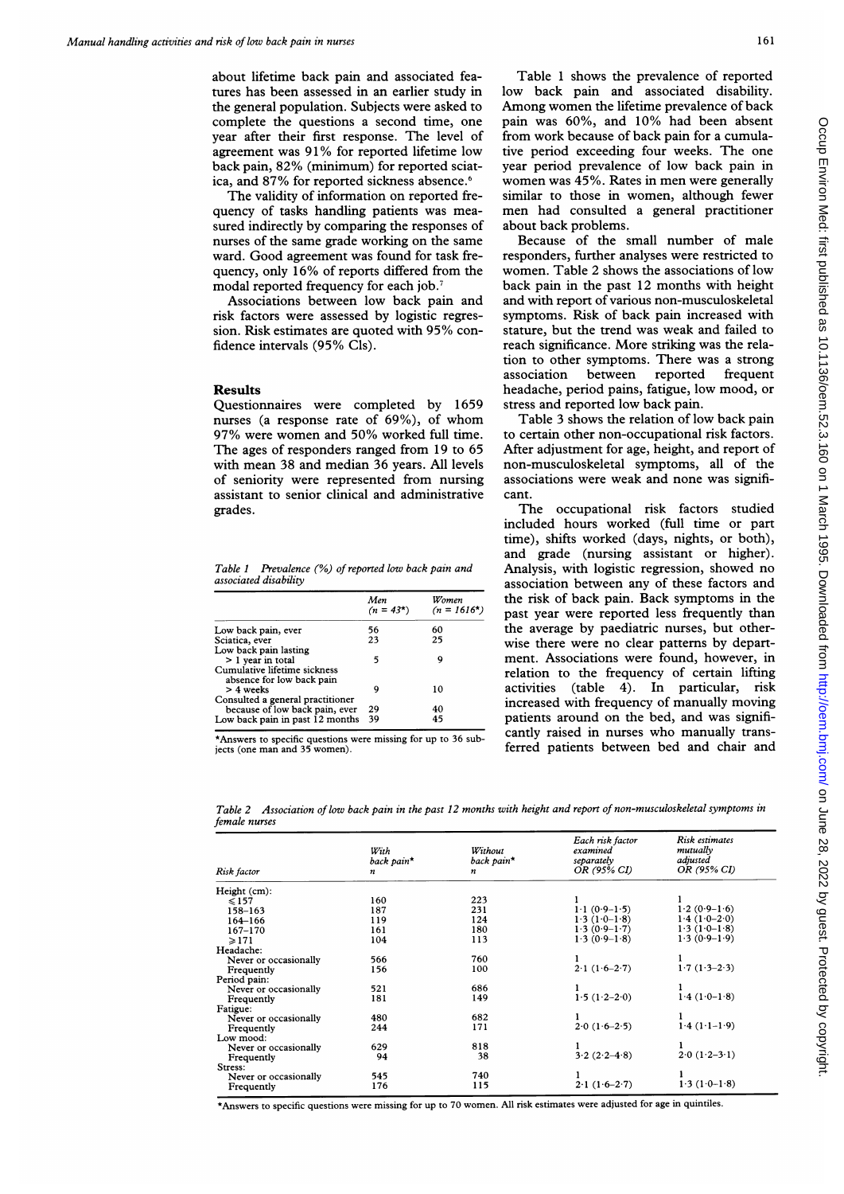about lifetime back pain and associated features has been assessed in an earlier study in the general population. Subjects were asked to complete the questions a second time, one year after their first response. The level of agreement was 91% for reported lifetime low back pain, 82% (minimum) for reported sciatica, and 87% for reported sickness absence.[6]

The validity of information on reported frequency of tasks handling patients was measured indirectly by comparing the responses of nurses of the same grade working on the same ward. Good agreement was found for task frequency, only 16% of reports differed from the modal reported frequency for each job.[7]

Associations between low back pain and risk factors were assessed by logistic regression. Risk estimates are quoted with 95% confidence intervals (95% CIs).

## Results

Questionnaires were completed by 1659 nurses (a response rate of 69%), of whom 97% were women and 50% worked full time. The ages of responders ranged from 19 to 65 with mean 38 and median 36 years. All levels of seniority were represented from nursing assistant to senior clinical and administrative grades.

*Table 1 Prevalence (%) of reported low back pain and associated disability*

| | Men (n = 43*) | Women (n = 1616*) |
|---|---|---|
| Low back pain, ever | 56 | 60 |
| Sciatica, ever | 23 | 25 |
| Low back pain lasting > 1 year in total | 5 | 9 |
| Cumulative lifetime sickness absence for low back pain > 4 weeks | 9 | 10 |
| Consulted a general practitioner because of low back pain, ever | 29 | 40 |
| Low back pain in past 12 months | 39 | 45 |

*Answers to specific questions were missing for up to 36 subjects (one man and 35 women).

Table 1 shows the prevalence of reported low back pain and associated disability. Among women the lifetime prevalence of back pain was 60%, and 10% had been absent from work because of back pain for a cumulative period exceeding four weeks. The one year period prevalence of low back pain in women was 45%. Rates in men were generally similar to those in women, although fewer men had consulted a general practitioner about back problems.

Because of the small number of male responders, further analyses were restricted to women. Table 2 shows the associations of low back pain in the past 12 months with height and with report of various non-musculoskeletal symptoms. Risk of back pain increased with stature, but the trend was weak and failed to reach significance. More striking was the relation to other symptoms. There was a strong association between reported frequent headache, period pains, fatigue, low mood, or stress and reported low back pain.

Table 3 shows the relation of low back pain to certain other non-occupational risk factors. After adjustment for age, height, and report of non-musculoskeletal symptoms, all of the associations were weak and none was significant.

The occupational risk factors studied included hours worked (full time or part time), shifts worked (days, nights, or both), and grade (nursing assistant or higher). Analysis, with logistic regression, showed no association between any of these factors and the risk of back pain. Back symptoms in the past year were reported less frequently than the average by paediatric nurses, but otherwise there were no clear patterns by department. Associations were found, however, in relation to the frequency of certain lifting activities (table 4). In particular, risk increased with frequency of manually moving patients around on the bed, and was significantly raised in nurses who manually transferred patients between bed and chair and

*Table 2 Association of low back pain in the past 12 months with height and report of non-musculoskeletal symptoms in female nurses*

| Risk factor | With back pain* n | Without back pain* n | Each risk factor examined separately OR (95% CI) | Risk estimates mutually adjusted OR (95% CI) |
|---|---|---|---|---|
| Height (cm): | | | | |
| ≤157 | 160 | 223 | 1 | 1 |
| 158–163 | 187 | 231 | 1·1 (0·9–1·5) | 1·2 (0·9–1·6) |
| 164–166 | 119 | 124 | 1·3 (1·0–1·8) | 1·4 (1·0–2·0) |
| 167–170 | 161 | 180 | 1·3 (0·9–1·7) | 1·3 (1·0–1·8) |
| ≥171 | 104 | 113 | 1·3 (0·9–1·8) | 1·3 (0·9–1·9) |
| Headache: | | | | |
| Never or occasionally | 566 | 760 | 1 | 1 |
| Frequently | 156 | 100 | 2·1 (1·6–2·7) | 1·7 (1·3–2·3) |
| Period pain: | | | | |
| Never or occasionally | 521 | 686 | 1 | 1 |
| Frequently | 181 | 149 | 1·5 (1·2–2·0) | 1·4 (1·0–1·8) |
| Fatigue: | | | | |
| Never or occasionally | 480 | 682 | 1 | 1 |
| Frequently | 244 | 171 | 2·0 (1·6–2·5) | 1·4 (1·1–1·9) |
| Low mood: | | | | |
| Never or occasionally | 629 | 818 | 1 | 1 |
| Frequently | 94 | 38 | 3·2 (2·2–4·8) | 2·0 (1·2–3·1) |
| Stress: | | | | |
| Never or occasionally | 545 | 740 | 1 | 1 |
| Frequently | 176 | 115 | 2·1 (1·6–2·7) | 1·3 (1·0–1·8) |

*Answers to specific questions were missing for up to 70 women. All risk estimates were adjusted for age in quintiles.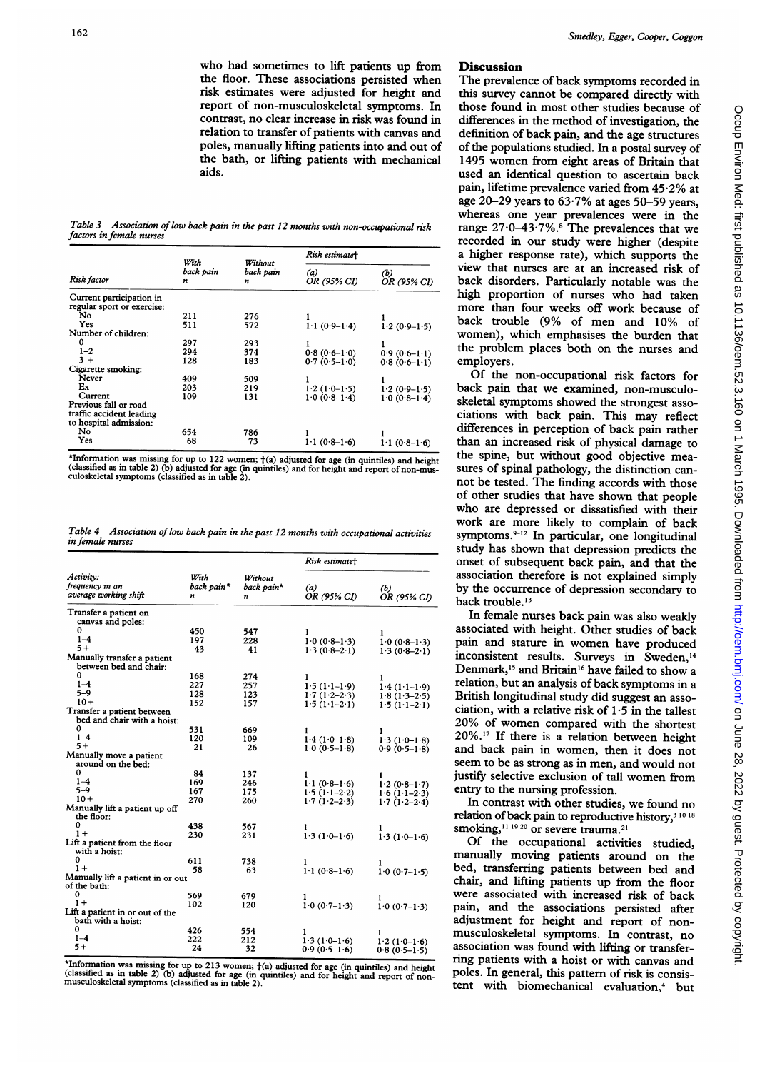who had sometimes to lift patients up from the floor. These associations persisted when risk estimates were adjusted for height and report of non-musculoskeletal symptoms. In contrast, no clear increase in risk was found in relation to transfer of patients with canvas and poles, manually lifting patients into and out of the bath, or lifting patients with mechanical aids.

*Table 3 Association of low back pain in the past 12 months with non-occupational risk factors in female nurses*

| Risk factor | With back pain n | Without back pain n | Risk estimate† (a) OR (95% CI) | Risk estimate† (b) OR (95% CI) |
|---|---|---|---|---|
| Current participation in regular sport or exercise: | | | | |
| No | 211 | 276 | 1 | 1 |
| Yes | 511 | 572 | 1·1 (0·9–1·4) | 1·2 (0·9–1·5) |
| Number of children: | | | | |
| 0 | 297 | 293 | 1 | 1 |
| 1–2 | 294 | 374 | 0·8 (0·6–1·0) | 0·9 (0·6–1·1) |
| 3 + | 128 | 183 | 0·7 (0·5–1·0) | 0·8 (0·6–1·1) |
| Cigarette smoking: | | | | |
| Never | 409 | 509 | 1 | 1 |
| Ex | 203 | 219 | 1·2 (1·0–1·5) | 1·2 (0·9–1·5) |
| Current | 109 | 131 | 1·0 (0·8–1·4) | 1·0 (0·8–1·4) |
| Previous fall or road traffic accident leading to hospital admission: | | | | |
| No | 654 | 786 | 1 | 1 |
| Yes | 68 | 73 | 1·1 (0·8–1·6) | 1·1 (0·8–1·6) |

*Information was missing for up to 122 women; †(a) adjusted for age (in quintiles) and height (classified as in table 2) (b) adjusted for age (in quintiles) and for height and report of non-musculoskeletal symptoms (classified as in table 2).

*Table 4 Association of low back pain in the past 12 months with occupational activities in female nurses*

| Activity: frequency in an average working shift | With back pain* n | Without back pain* n | Risk estimate† (a) OR (95% CI) | Risk estimate† (b) OR (95% CI) |
|---|---|---|---|---|
| Transfer a patient on canvas and poles: | | | | |
| 0 | 450 | 547 | 1 | 1 |
| 1–4 | 197 | 228 | 1·0 (0·8–1·3) | 1·0 (0·8–1·3) |
| 5+ | 43 | 41 | 1·3 (0·8–2·1) | 1·3 (0·8–2·1) |
| Manually transfer a patient between bed and chair: | | | | |
| 0 | 168 | 274 | 1 | 1 |
| 1–4 | 227 | 257 | 1·5 (1·1–1·9) | 1·4 (1·1–1·9) |
| 5–9 | 128 | 123 | 1·7 (1·2–2·3) | 1·8 (1·3–2·5) |
| 10+ | 152 | 157 | 1·5 (1·1–2·1) | 1·5 (1·1–2·1) |
| Transfer a patient between bed and chair with a hoist: | | | | |
| 0 | 531 | 669 | 1 | 1 |
| 1–4 | 120 | 109 | 1·4 (1·0–1·8) | 1·3 (1·0–1·8) |
| 5+ | 21 | 26 | 1·0 (0·5–1·8) | 0·9 (0·5–1·8) |
| Manually move a patient around on the bed: | | | | |
| 0 | 84 | 137 | 1 | 1 |
| 1–4 | 169 | 246 | 1·1 (0·8–1·6) | 1·2 (0·8–1·7) |
| 5–9 | 167 | 175 | 1·5 (1·1–2·2) | 1·6 (1·1–2·3) |
| 10+ | 270 | 260 | 1·7 (1·2–2·3) | 1·7 (1·2–2·4) |
| Manually lift a patient up off the floor: | | | | |
| 0 | 438 | 567 | 1 | 1 |
| 1+ | 230 | 231 | 1·3 (1·0–1·6) | 1·3 (1·0–1·6) |
| Lift a patient from the floor with a hoist: | | | | |
| 0 | 611 | 738 | 1 | 1 |
| 1+ | 58 | 63 | 1·1 (0·8–1·6) | 1·0 (0·7–1·5) |
| Manually lift a patient in or out of the bath: | | | | |
| 0 | 569 | 679 | 1 | 1 |
| 1+ | 102 | 120 | 1·0 (0·7–1·3) | 1·0 (0·7–1·3) |
| Lift a patient in or out of the bath with a hoist: | | | | |
| 0 | 426 | 554 | 1 | 1 |
| 1–4 | 222 | 212 | 1·3 (1·0–1·6) | 1·2 (1·0–1·6) |
| 5+ | 24 | 32 | 0·9 (0·5–1·6) | 0·8 (0·5–1·5) |

*Information was missing for up to 213 women; †(a) adjusted for age (in quintiles) and height (classified as in table 2) (b) adjusted for age (in quintiles) and for height and report of non-musculoskeletal symptoms (classified as in table 2).

## Discussion

The prevalence of back symptoms recorded in this survey cannot be compared directly with those found in most other studies because of differences in the method of investigation, the definition of back pain, and the age structures of the populations studied. In a postal survey of 1495 women from eight areas of Britain that used an identical question to ascertain back pain, lifetime prevalence varied from 45·2% at age 20–29 years to 63·7% at ages 50–59 years, whereas one year prevalences were in the range 27·0–43·7%.[8] The prevalences that we recorded in our study were higher (despite a higher response rate), which supports the view that nurses are at an increased risk of back disorders. Particularly notable was the high proportion of nurses who had taken more than four weeks off work because of back trouble (9% of men and 10% of women), which emphasises the burden that the problem places both on the nurses and employers.

Of the non-occupational risk factors for back pain that we examined, non-musculoskeletal symptoms showed the strongest associations with back pain. This may reflect differences in perception of back pain rather than an increased risk of physical damage to the spine, but without good objective measures of spinal pathology, the distinction cannot be tested. The finding accords with those of other studies that have shown that people who are depressed or dissatisfied with their work are more likely to complain of back symptoms.[9–12] In particular, one longitudinal study has shown that depression predicts the onset of subsequent back pain, and that the association therefore is not explained simply by the occurrence of depression secondary to back trouble.[13]

In female nurses back pain was also weakly associated with height. Other studies of back pain and stature in women have produced inconsistent results. Surveys in Sweden,[14] Denmark,[15] and Britain[16] have failed to show a relation, but an analysis of back symptoms in a British longitudinal study did suggest an association, with a relative risk of 1·5 in the tallest 20% of women compared with the shortest 20%.[17] If there is a relation between height and back pain in women, then it does not seem to be as strong as in men, and would not justify selective exclusion of tall women from entry to the nursing profession.

In contrast with other studies, we found no relation of back pain to reproductive history,[3 10 18] smoking,[11 19 20] or severe trauma.[21]

Of the occupational activities studied, manually moving patients around on the bed, transferring patients between bed and chair, and lifting patients up from the floor were associated with increased risk of back pain, and the associations persisted after adjustment for height and report of non-musculoskeletal symptoms. In contrast, no association was found with lifting or transferring patients with a hoist or with canvas and poles. In general, this pattern of risk is consistent with biomechanical evaluation,[4] but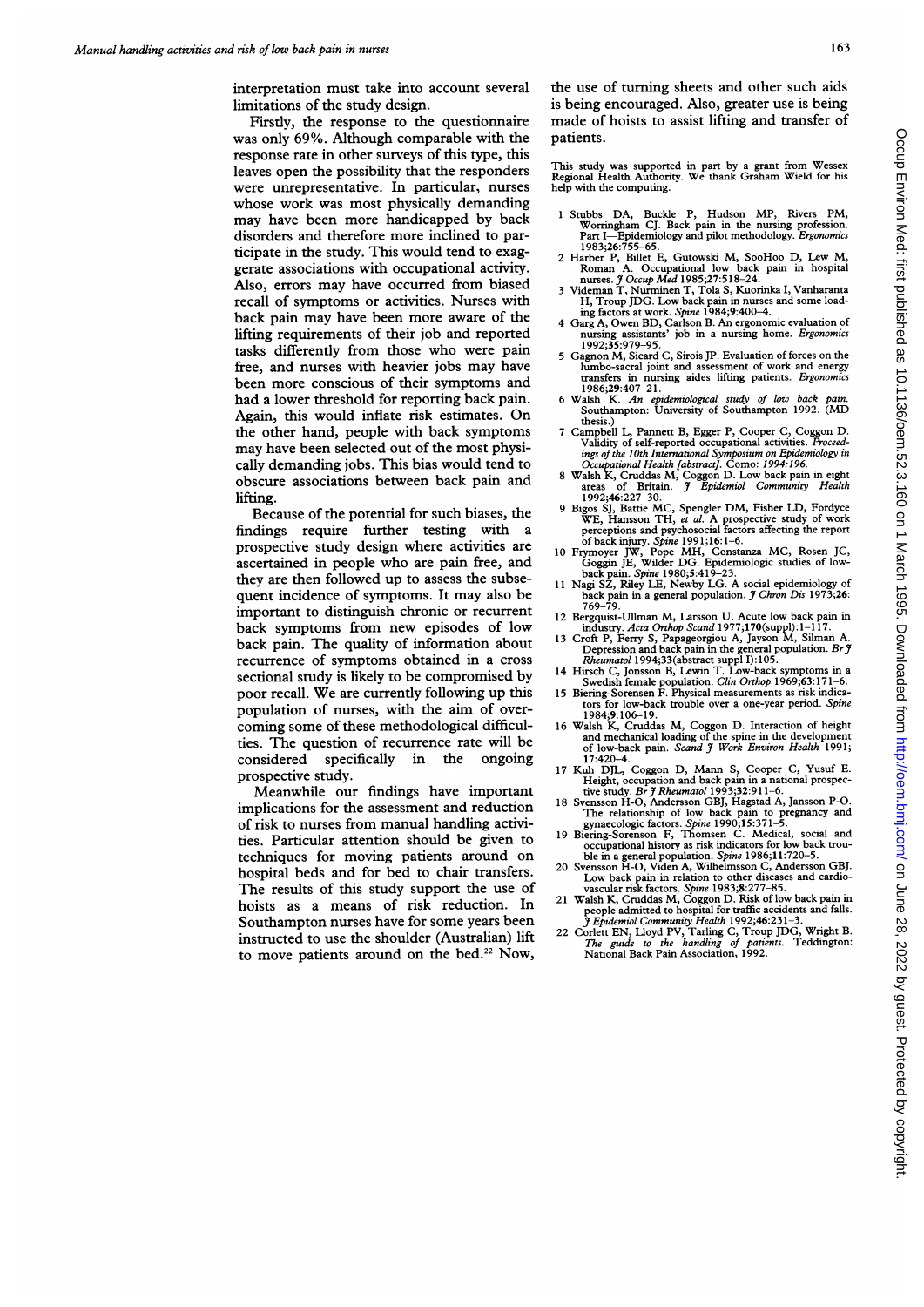interpretation must take into account several limitations of the study design.

Firstly, the response to the questionnaire was only 69%. Although comparable with the response rate in other surveys of this type, this leaves open the possibility that the responders were unrepresentative. In particular, nurses whose work was most physically demanding may have been more handicapped by back disorders and therefore more inclined to participate in the study. This would tend to exaggerate associations with occupational activity. Also, errors may have occurred from biased recall of symptoms or activities. Nurses with back pain may have been more aware of the lifting requirements of their job and reported tasks differently from those who were pain free, and nurses with heavier jobs may have been more conscious of their symptoms and had a lower threshold for reporting back pain. Again, this would inflate risk estimates. On the other hand, people with back symptoms may have been selected out of the most physically demanding jobs. This bias would tend to obscure associations between back pain and lifting.

Because of the potential for such biases, the findings require further testing with a prospective study design where activities are ascertained in people who are pain free, and they are then followed up to assess the subsequent incidence of symptoms. It may also be important to distinguish chronic or recurrent back symptoms from new episodes of low back pain. The quality of information about recurrence of symptoms obtained in a cross sectional study is likely to be compromised by poor recall. We are currently following up this population of nurses, with the aim of overcoming some of these methodological difficulties. The question of recurrence rate will be considered specifically in the ongoing prospective study.

Meanwhile our findings have important implications for the assessment and reduction of risk to nurses from manual handling activities. Particular attention should be given to techniques for moving patients around on hospital beds and for bed to chair transfers. The results of this study support the use of hoists as a means of risk reduction. In Southampton nurses have for some years been instructed to use the shoulder (Australian) lift to move patients around on the bed.[22] Now, the use of turning sheets and other such aids is being encouraged. Also, greater use is being made of hoists to assist lifting and transfer of patients.

This study was supported in part by a grant from Wessex Regional Health Authority. We thank Graham Wield for his help with the computing.

1. Stubbs DA, Buckle P, Hudson MP, Rivers PM, Worringham CJ. Back pain in the nursing profession. Part I—Epidemiology and pilot methodology. *Ergonomics* 1983;**26**:755–65.
2. Harber P, Billet E, Gutowski M, SooHoo D, Lew M, Roman A. Occupational low back pain in hospital nurses. *J Occup Med* 1985;**27**:518–24.
3. Videman T, Nurminen T, Tola S, Kuorinka I, Vanharanta H, Troup JDG. Low back pain in nurses and some loading factors at work. *Spine* 1984;**9**:400–4.
4. Garg A, Owen BD, Carlson B. An ergonomic evaluation of nursing assistants' job in a nursing home. *Ergonomics* 1992;**35**:979–95.
5. Gagnon M, Sicard C, Sirois JP. Evaluation of forces on the lumbo-sacral joint and assessment of work and energy transfers in nursing aides lifting patients. *Ergonomics* 1986;**29**:407–21.
6. Walsh K. *An epidemiological study of low back pain.* Southampton: University of Southampton 1992. (MD thesis.)
7. Campbell L, Pannett B, Egger P, Cooper C, Coggon D. Validity of self-reported occupational activities. *Proceedings of the 10th International Symposium on Epidemiology in Occupational Health [abstract].* Como: *1994*:196.
8. Walsh K, Cruddas M, Coggon D. Low back pain in eight areas of Britain. *J Epidemiol Community Health* 1992;**46**:227–30.
9. Bigos SJ, Battie MC, Spengler DM, Fisher LD, Fordyce WE, Hansson TH, *et al.* A prospective study of work perceptions and psychosocial factors affecting the report of back injury. *Spine* 1991;**16**:1–6.
10. Frymoyer JW, Pope MH, Constanza MC, Rosen JC, Goggin JE, Wilder DG. Epidemiologic studies of low-back pain. *Spine* 1980;**5**:419–23.
11. Nagi SZ, Riley LE, Newby LG. A social epidemiology of back pain in a general population. *J Chron Dis* 1973;**26**:769–79.
12. Bergquist-Ullman M, Larsson U. Acute low back pain in industry. *Acta Orthop Scand* 1977;**170**(suppl):1–117.
13. Croft P, Ferry S, Papageorgiou A, Jayson M, Silman A. Depression and back pain in the general population. *Br J Rheumatol* 1994;**33**(abstract suppl I):105.
14. Hirsch C, Jonsson B, Lewin T. Low-back symptoms in a Swedish female population. *Clin Orthop* 1969;**63**:171–6.
15. Biering-Sorensen F. Physical measurements as risk indicators for low-back trouble over a one-year period. *Spine* 1984;**9**:106–19.
16. Walsh K, Cruddas M, Coggon D. Interaction of height and mechanical loading of the spine in the development of low-back pain. *Scand J Work Environ Health* 1991;**17**:420–4.
17. Kuh DJL, Coggon D, Mann S, Cooper C, Yusuf E. Height, occupation and back pain in a national prospective study. *Br J Rheumatol* 1993;**32**:911–6.
18. Svensson H-O, Andersson GBJ, Hagstad A, Jansson P-O. The relationship of low back pain to pregnancy and gynaecologic factors. *Spine* 1990;**15**:371–5.
19. Biering-Sorenson F, Thomsen C. Medical, social and occupational history as risk indicators for low back trouble in a general population. *Spine* 1986;**11**:720–5.
20. Svensson H-O, Viden A, Wilhelmsson C, Andersson GBJ. Low back pain in relation to other diseases and cardiovascular risk factors. *Spine* 1983;**8**:277–85.
21. Walsh K, Cruddas M, Coggon D. Risk of low back pain in people admitted to hospital for traffic accidents and falls. *J Epidemiol Community Health* 1992;**46**:231–3.
22. Corlett EN, Lloyd PV, Tarling C, Troup JDG, Wright B. *The guide to the handling of patients.* Teddington: National Back Pain Association, 1992.